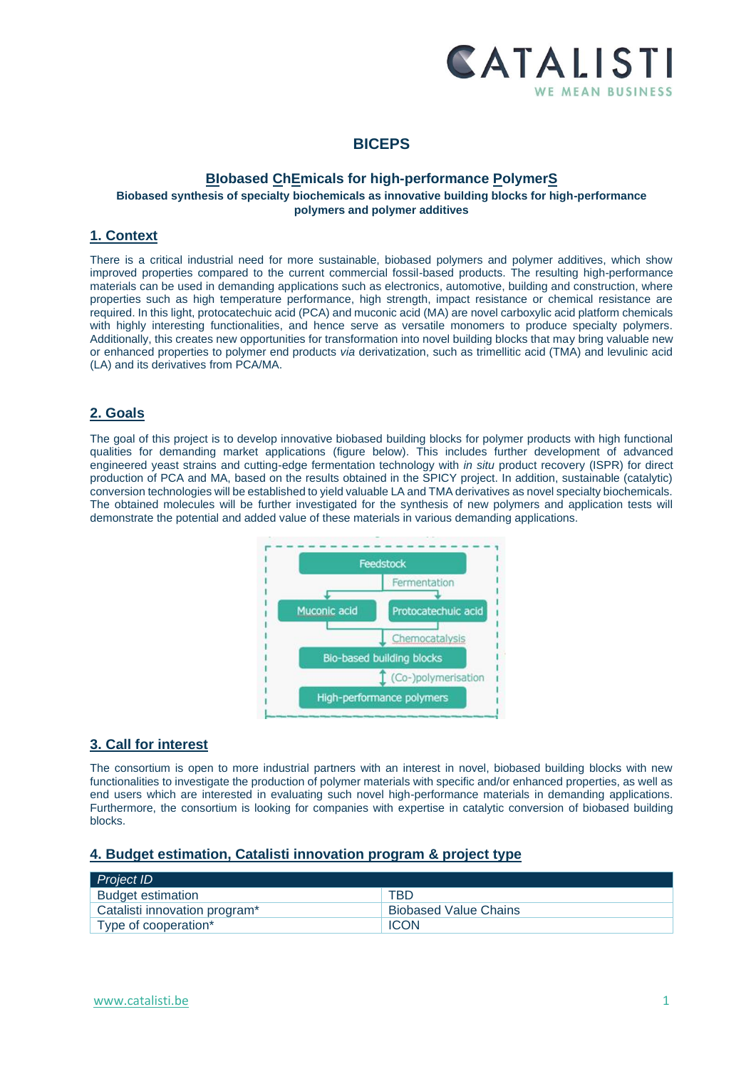# BICEPS

## BIobased ChEmicals for high-performance PolymerS

**Biobased synthesis of specialty biochemicals as innovative building blocks for high-performance polymers and polymer additives**

## 1. Context

There is a critical industrial need for more sustainable, biobased polymers and polymer additives, which show improved properties compared to the current commercial fossil-based products. The resulting high-performance materials can be used in demanding applications such as electronics, automotive, building and construction, where properties such as high temperature performance, high strength, impact resistance or chemical resistance are required. In this light, protocatechuic acid (PCA) and muconic acid (MA) are novel carboxylic acid platform chemicals with highly interesting functionalities, and hence serve as versatile monomers to produce specialty polymers. Additionally, this creates new opportunities for transformation into novel building blocks that may bring valuable new or enhanced properties to polymer end products *via* derivatization, such as trimellitic acid (TMA) and levulinic acid (LA) and its derivatives from PCA/MA.

## 2. Goals

The goal of this project is to develop innovative biobased building blocks for polymer products with high functional qualities for demanding market applications (figure below). This includes further development of advanced engineered yeast strains and cutting-edge fermentation technology with *in situ* product recovery (ISPR) for direct production of PCA and MA, based on the results obtained in the SPICY project. In addition, sustainable (catalytic) conversion technologies will be established to yield valuable LA and TMA derivatives as novel specialty biochemicals. The obtained molecules will be further investigated for the synthesis of new polymers and application tests will demonstrate the potential and added value of these materials in various demanding applications.

Feedstock → Fermentation → Muconic acid / Protocatechuic acid → Chemocatalysis → Bio-based building blocks → (Co-)polymerisation → High-performance polymers

## 3. Call for interest

The consortium is open to more industrial partners with an interest in novel, biobased building blocks with new functionalities to investigate the production of polymer materials with specific and/or enhanced properties, as well as end users which are interested in evaluating such novel high-performance materials in demanding applications. Furthermore, the consortium is looking for companies with expertise in catalytic conversion of biobased building blocks.

## 4. Budget estimation, Catalisti innovation program & project type

| Project ID | |
|---|---|
| Budget estimation | TBD |
| Catalisti innovation program* | Biobased Value Chains |
| Type of cooperation* | ICON |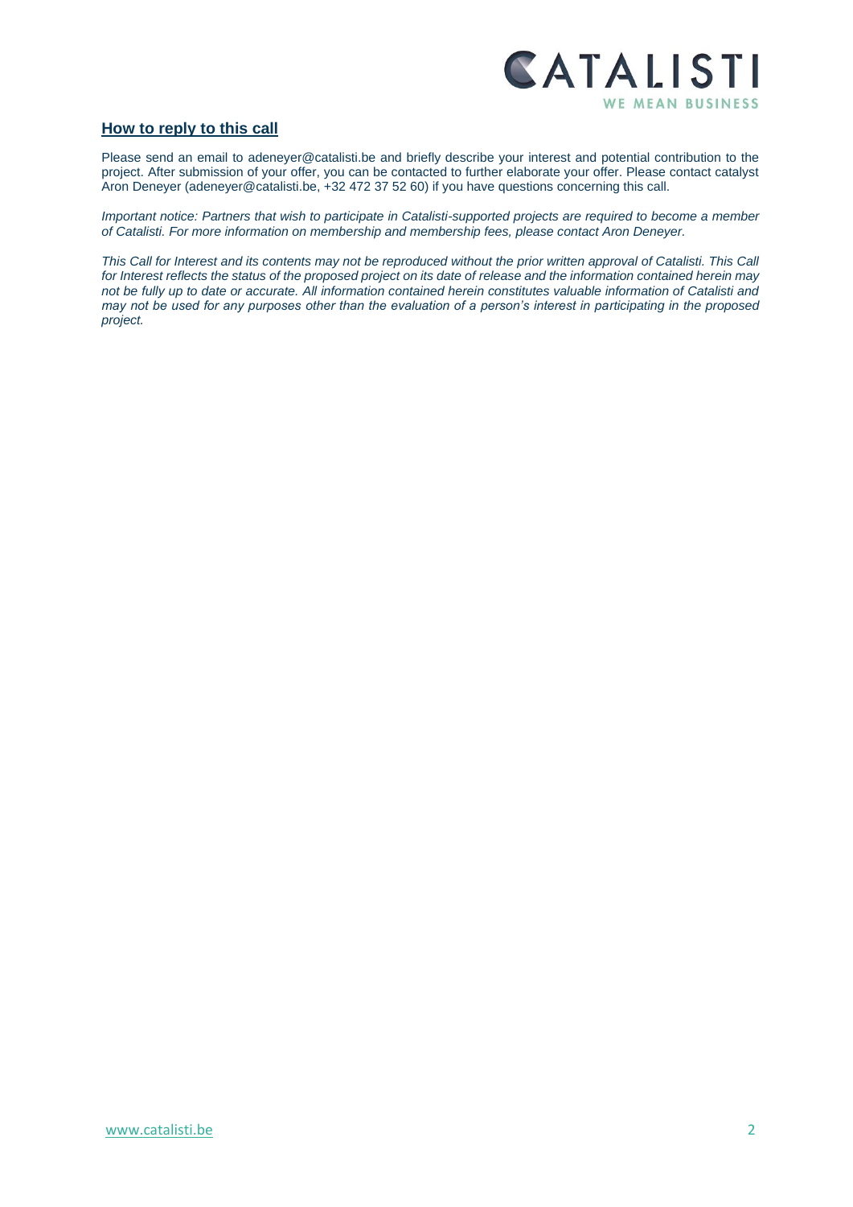## How to reply to this call

Please send an email to adeneyer@catalisti.be and briefly describe your interest and potential contribution to the project. After submission of your offer, you can be contacted to further elaborate your offer. Please contact catalyst Aron Deneyer (adeneyer@catalisti.be, +32 472 37 52 60) if you have questions concerning this call.

*Important notice: Partners that wish to participate in Catalisti-supported projects are required to become a member of Catalisti. For more information on membership and membership fees, please contact Aron Deneyer.*

*This Call for Interest and its contents may not be reproduced without the prior written approval of Catalisti. This Call for Interest reflects the status of the proposed project on its date of release and the information contained herein may not be fully up to date or accurate. All information contained herein constitutes valuable information of Catalisti and may not be used for any purposes other than the evaluation of a person's interest in participating in the proposed project.*